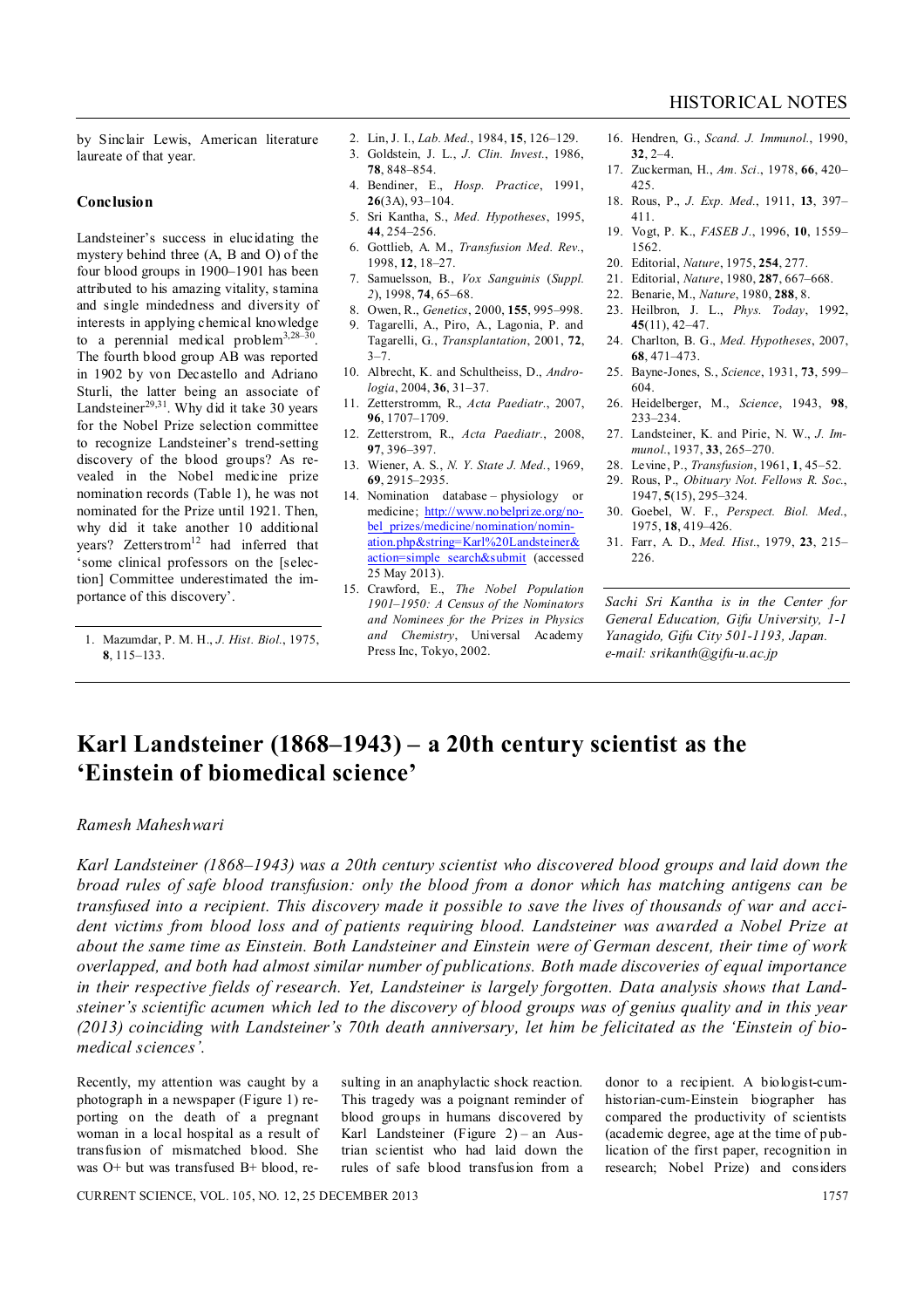by Sinclair Lewis, American literature laureate of that year.

**Conclusion**

Landsteiner's success in elucidating the mystery behind three (A, B and O) of the four blood groups in 1900–1901 has been attributed to his amazing vitality, stamina and single mindedness and diversity of interests in applying chemical knowledge to a perennial medical problem[3,28–30]. The fourth blood group AB was reported in 1902 by von Decastello and Adriano Sturli, the latter being an associate of Landsteiner[29,31]. Why did it take 30 years for the Nobel Prize selection committee to recognize Landsteiner's trend-setting discovery of the blood groups? As revealed in the Nobel medicine prize nomination records (Table 1), he was not nominated for the Prize until 1921. Then, why did it take another 10 additional years? Zetterstrom[12] had inferred that 'some clinical professors on the [selection] Committee underestimated the importance of this discovery'.

1. Mazumdar, P. M. H., *J. Hist. Biol.*, 1975, **8**, 115–133.
2. Lin, J. I., *Lab. Med.*, 1984, **15**, 126–129.
3. Goldstein, J. L., *J. Clin. Invest.*, 1986, **78**, 848–854.
4. Bendiner, E., *Hosp. Practice*, 1991, **26**(3A), 93–104.
5. Sri Kantha, S., *Med. Hypotheses*, 1995, **44**, 254–256.
6. Gottlieb, A. M., *Transfusion Med. Rev.*, 1998, **12**, 18–27.
7. Samuelsson, B., *Vox Sanguinis* (*Suppl. 2*), 1998, **74**, 65–68.
8. Owen, R., *Genetics*, 2000, **155**, 995–998.
9. Tagarelli, A., Piro, A., Lagonia, P. and Tagarelli, G., *Transplantation*, 2001, **72**, 3–7.
10. Albrecht, K. and Schultheiss, D., *Andrologia*, 2004, **36**, 31–37.
11. Zetterstromm, R., *Acta Paediatr.*, 2007, **96**, 1707–1709.
12. Zetterstrom, R., *Acta Paediatr.*, 2008, **97**, 396–397.
13. Wiener, A. S., *N. Y. State J. Med.*, 1969, **69**, 2915–2935.
14. Nomination database – physiology or medicine; http://www.nobelprize.org/nobel_prizes/medicine/nomination/nomination.php&string=Karl%20Landsteiner&action=simple_search&submit (accessed 25 May 2013).
15. Crawford, E., *The Nobel Population 1901–1950: A Census of the Nominators and Nominees for the Prizes in Physics and Chemistry*, Universal Academy Press Inc, Tokyo, 2002.
16. Hendren, G., *Scand. J. Immunol.*, 1990, **32**, 2–4.
17. Zuckerman, H., *Am. Sci.*, 1978, **66**, 420–425.
18. Rous, P., *J. Exp. Med.*, 1911, **13**, 397–411.
19. Vogt, P. K., *FASEB J.*, 1996, **10**, 1559–1562.
20. Editorial, *Nature*, 1975, **254**, 277.
21. Editorial, *Nature*, 1980, **287**, 667–668.
22. Benarie, M., *Nature*, 1980, **288**, 8.
23. Heilbron, J. L., *Phys. Today*, 1992, **45**(11), 42–47.
24. Charlton, B. G., *Med. Hypotheses*, 2007, **68**, 471–473.
25. Bayne-Jones, S., *Science*, 1931, **73**, 599–604.
26. Heidelberger, M., *Science*, 1943, **98**, 233–234.
27. Landsteiner, K. and Pirie, N. W., *J. Immunol.*, 1937, **33**, 265–270.
28. Levine, P., *Transfusion*, 1961, **1**, 45–52.
29. Rous, P., *Obituary Not. Fellows R. Soc.*, 1947, **5**(15), 295–324.
30. Goebel, W. F., *Perspect. Biol. Med.*, 1975, **18**, 419–426.
31. Farr, A. D., *Med. Hist.*, 1979, **23**, 215–226.

*Sachi Sri Kantha is in the Center for General Education, Gifu University, 1-1 Yanagido, Gifu City 501-1193, Japan.*
*e-mail: srikanth@gifu-u.ac.jp*

# Karl Landsteiner (1868–1943) – a 20th century scientist as the 'Einstein of biomedical science'

*Ramesh Maheshwari*

*Karl Landsteiner (1868–1943) was a 20th century scientist who discovered blood groups and laid down the broad rules of safe blood transfusion: only the blood from a donor which has matching antigens can be transfused into a recipient. This discovery made it possible to save the lives of thousands of war and accident victims from blood loss and of patients requiring blood. Landsteiner was awarded a Nobel Prize at about the same time as Einstein. Both Landsteiner and Einstein were of German descent, their time of work overlapped, and both had almost similar number of publications. Both made discoveries of equal importance in their respective fields of research. Yet, Landsteiner is largely forgotten. Data analysis shows that Landsteiner's scientific acumen which led to the discovery of blood groups was of genius quality and in this year (2013) coinciding with Landsteiner's 70th death anniversary, let him be felicitated as the 'Einstein of biomedical sciences'.*

Recently, my attention was caught by a photograph in a newspaper (Figure 1) reporting on the death of a pregnant woman in a local hospital as a result of transfusion of mismatched blood. She was O+ but was transfused B+ blood, resulting in an anaphylactic shock reaction. This tragedy was a poignant reminder of blood groups in humans discovered by Karl Landsteiner (Figure 2) – an Austrian scientist who had laid down the rules of safe blood transfusion from a donor to a recipient. A biologist-cum-historian-cum-Einstein biographer has compared the productivity of scientists (academic degree, age at the time of publication of the first paper, recognition in research; Nobel Prize) and considers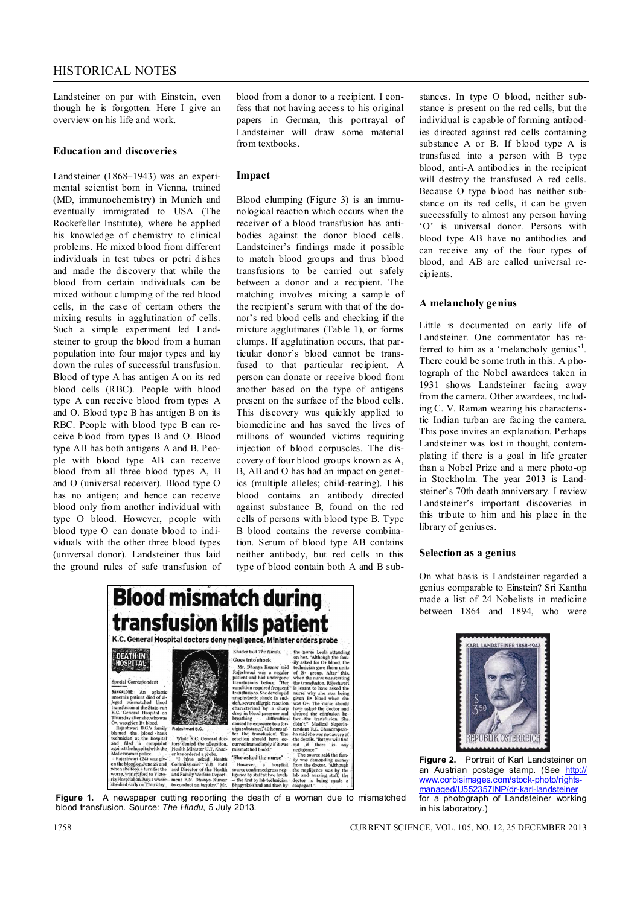Landsteiner on par with Einstein, even though he is forgotten. Here I give an overview on his life and work.

## Education and discoveries

Landsteiner (1868–1943) was an experimental scientist born in Vienna, trained (MD, immunochemistry) in Munich and eventually immigrated to USA (The Rockefeller Institute), where he applied his knowledge of chemistry to clinical problems. He mixed blood from different individuals in test tubes or petri dishes and made the discovery that while the blood from certain individuals can be mixed without clumping of the red blood cells, in the case of certain others the mixing results in agglutination of cells. Such a simple experiment led Landsteiner to group the blood from a human population into four major types and lay down the rules of successful transfusion. Blood of type A has antigen A on its red blood cells (RBC). People with blood type A can receive blood from types A and O. Blood type B has antigen B on its RBC. People with blood type B can receive blood from types B and O. Blood type AB has both antigens A and B. People with blood type AB can receive blood from all three blood types A, B and O (universal receiver). Blood type O has no antigen; and hence can receive blood only from another individual with type O blood. However, people with blood type O can donate blood to individuals with the other three blood types (universal donor). Landsteiner thus laid the ground rules of safe transfusion of blood from a donor to a recipient. I confess that not having access to his original papers in German, this portrayal of Landsteiner will draw some material from textbooks.

## Impact

Blood clumping (Figure 3) is an immunological reaction which occurs when the receiver of a blood transfusion has antibodies against the donor blood cells. Landsteiner's findings made it possible to match blood groups and thus blood transfusions to be carried out safely between a donor and a recipient. The matching involves mixing a sample of the recipient's serum with that of the donor's red blood cells and checking if the mixture agglutinates (Table 1), or forms clumps. If agglutination occurs, that particular donor's blood cannot be transfused to that particular recipient. A person can donate or receive blood from another based on the type of antigens present on the surface of the blood cells. This discovery was quickly applied to biomedicine and has saved the lives of millions of wounded victims requiring injection of blood corpuscles. The discovery of four blood groups known as A, B, AB and O has had an impact on genetics (multiple alleles; child-rearing). This blood contains an antibody directed against substance B, found on the red cells of persons with blood type B. Type B blood contains the reverse combination. Serum of blood type AB contains neither antibody, but red cells in this type of blood contain both A and B substances. In type O blood, neither substance is present on the red cells, but the individual is capable of forming antibodies directed against red cells containing substance A or B. If blood type A is transfused into a person with B type blood, anti-A antibodies in the recipient will destroy the transfused A red cells. Because O type blood has neither substance on its red cells, it can be given successfully to almost any person having 'O' is universal donor. Persons with blood type AB have no antibodies and can receive any of the four types of blood, and AB are called universal recipients.

## A melancholy genius

Little is documented on early life of Landsteiner. One commentator has referred to him as a 'melancholy genius'[1]. There could be some truth in this. A photograph of the Nobel awardees taken in 1931 shows Landsteiner facing away from the camera. Other awardees, including C. V. Raman wearing his characteristic Indian turban are facing the camera. This pose invites an explanation. Perhaps Landsteiner was lost in thought, contemplating if there is a goal in life greater than a Nobel Prize and a mere photo-op in Stockholm. The year 2013 is Landsteiner's 70th death anniversary. I review Landsteiner's important discoveries in this tribute to him and his place in the library of geniuses.

## Selection as a genius

On what basis is Landsteiner regarded a genius comparable to Einstein? Sri Kantha made a list of 24 Nobelists in medicine between 1864 and 1894, who were

**Figure 1.** A newspaper cutting reporting the death of a woman due to mismatched blood transfusion. Source: *The Hindu*, 5 July 2013.

**Figure 2.** Portrait of Karl Landsteiner on an Austrian postage stamp. (See http://www.corbisimages.com/stock-photo/rights-managed/U552357INP/dr-karl-landsteiner for a photograph of Landsteiner working in his laboratory.)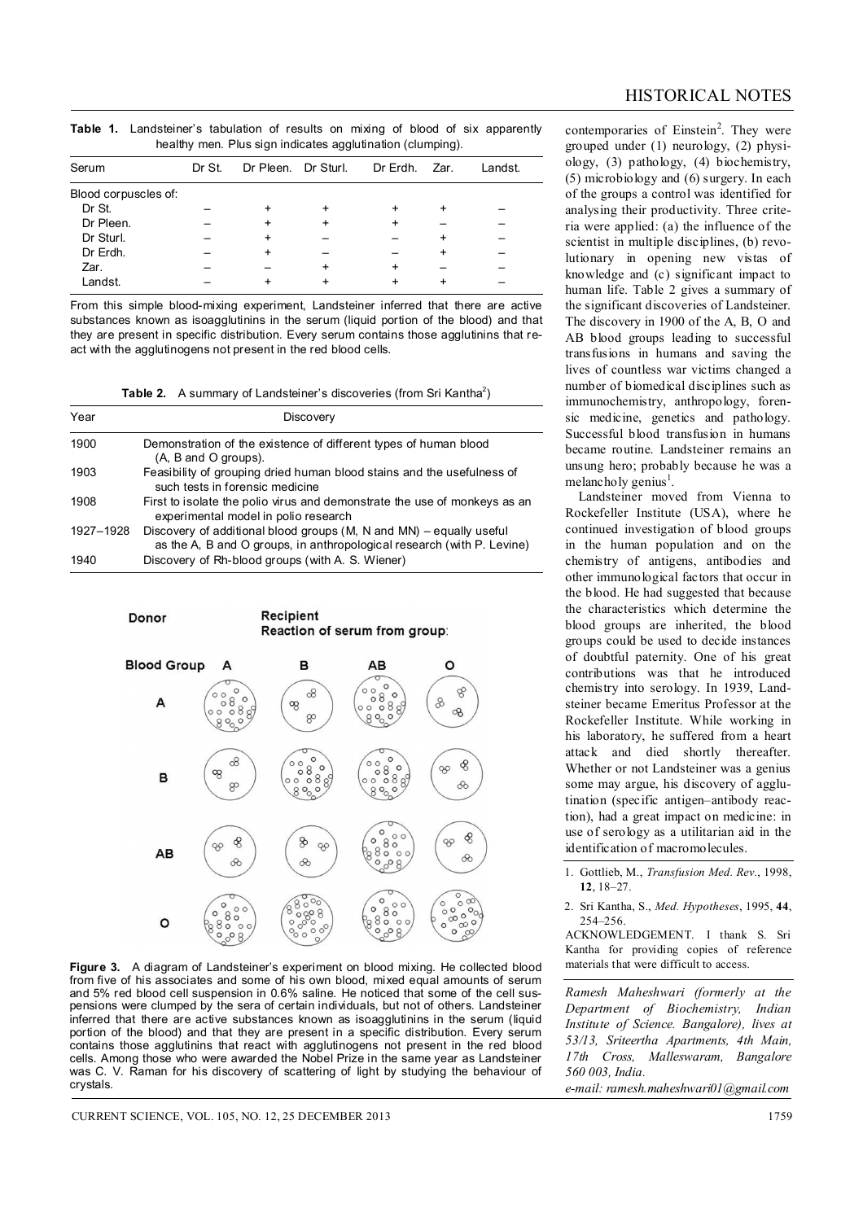**Table 1.** Landsteiner's tabulation of results on mixing of blood of six apparently healthy men. Plus sign indicates agglutination (clumping).

| Serum | Dr St. | Dr Pleen. | Dr Sturl. | Dr Erdh. | Zar. | Landst. |
|---|---|---|---|---|---|---|
| Blood corpuscles of: | | | | | | |
| Dr St. | – | + | + | + | + | – |
| Dr Pleen. | – | + | + | + | – | – |
| Dr Sturl. | – | + | – | – | + | – |
| Dr Erdh. | – | + | – | – | + | – |
| Zar. | – | – | + | + | – | – |
| Landst. | – | + | + | + | + | – |

From this simple blood-mixing experiment, Landsteiner inferred that there are active substances known as isoagglutinins in the serum (liquid portion of the blood) and that they are present in specific distribution. Every serum contains those agglutinins that react with the agglutinogens not present in the red blood cells.

**Table 2.** A summary of Landsteiner's discoveries (from Sri Kantha[2])

| Year | Discovery |
|---|---|
| 1900 | Demonstration of the existence of different types of human blood (A, B and O groups). |
| 1903 | Feasibility of grouping dried human blood stains and the usefulness of such tests in forensic medicine |
| 1908 | First to isolate the polio virus and demonstrate the use of monkeys as an experimental model in polio research |
| 1927–1928 | Discovery of additional blood groups (M, N and MN) – equally useful as the A, B and O groups, in anthropological research (with P. Levine) |
| 1940 | Discovery of Rh-blood groups (with A. S. Wiener) |

Donor

Recipient
Reaction of serum from group:

Blood Group A B AB O

A

B

AB

O

**Figure 3.** A diagram of Landsteiner's experiment on blood mixing. He collected blood from five of his associates and some of his own blood, mixed equal amounts of serum and 5% red blood cell suspension in 0.6% saline. He noticed that some of the cell suspensions were clumped by the sera of certain individuals, but not of others. Landsteiner inferred that there are active substances known as isoagglutinins in the serum (liquid portion of the blood) and that they are present in a specific distribution. Every serum contains those agglutinins that react with agglutinogens not present in the red blood cells. Among those who were awarded the Nobel Prize in the same year as Landsteiner was C. V. Raman for his discovery of scattering of light by studying the behaviour of crystals.

contemporaries of Einstein[2]. They were grouped under (1) neurology, (2) physiology, (3) pathology, (4) biochemistry, (5) microbiology and (6) surgery. In each of the groups a control was identified for analysing their productivity. Three criteria were applied: (a) the influence of the scientist in multiple disciplines, (b) revolutionary in opening new vistas of knowledge and (c) significant impact to human life. Table 2 gives a summary of the significant discoveries of Landsteiner. The discovery in 1900 of the A, B, O and AB blood groups leading to successful transfusions in humans and saving the lives of countless war victims changed a number of biomedical disciplines such as immunochemistry, anthropology, forensic medicine, genetics and pathology. Successful blood transfusion in humans became routine. Landsteiner remains an unsung hero; probably because he was a melancholy genius[1].

Landsteiner moved from Vienna to Rockefeller Institute (USA), where he continued investigation of blood groups in the human population and on the chemistry of antigens, antibodies and other immunological factors that occur in the blood. He had suggested that because the characteristics which determine the blood groups are inherited, the blood groups could be used to decide instances of doubtful paternity. One of his great contributions was that he introduced chemistry into serology. In 1939, Landsteiner became Emeritus Professor at the Rockefeller Institute. While working in his laboratory, he suffered from a heart attack and died shortly thereafter. Whether or not Landsteiner was a genius some may argue, his discovery of agglutination (specific antigen–antibody reaction), had a great impact on medicine: in use of serology as a utilitarian aid in the identification of macromolecules.

1. Gottlieb, M., *Transfusion Med. Rev.*, 1998, **12**, 18–27.
2. Sri Kantha, S., *Med. Hypotheses*, 1995, **44**, 254–256.

ACKNOWLEDGEMENT. I thank S. Sri Kantha for providing copies of reference materials that were difficult to access.

*Ramesh Maheshwari (formerly at the Department of Biochemistry, Indian Institute of Science. Bangalore), lives at 53/13, Sriteertha Apartments, 4th Main, 17th Cross, Malleswaram, Bangalore 560 003, India.*
*e-mail: ramesh.maheshwari01@gmail.com*